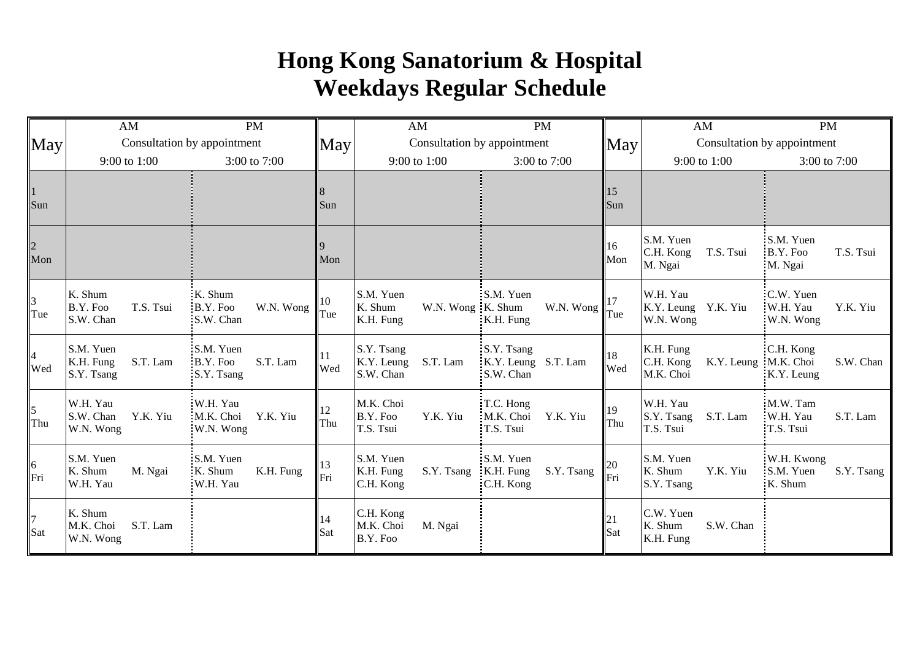# Hong Kong Sanatorium & Hospital
# Weekdays Regular Schedule

| May | AM<br>Consultation by appointment<br>9:00 to 1:00 | PM<br>Consultation by appointment<br>3:00 to 7:00 |
|---|---|---|
| 1 Sun | | |
| 2 Mon | | |
| 3 Tue | K. Shum, B.Y. Foo, S.W. Chan, T.S. Tsui | K. Shum, B.Y. Foo, S.W. Chan, W.N. Wong |
| 4 Wed | S.M. Yuen, K.H. Fung, S.Y. Tsang, S.T. Lam | S.M. Yuen, B.Y. Foo, S.Y. Tsang, S.T. Lam |
| 5 Thu | W.H. Yau, S.W. Chan, W.N. Wong, Y.K. Yiu | W.H. Yau, M.K. Choi, W.N. Wong, Y.K. Yiu |
| 6 Fri | S.M. Yuen, K. Shum, W.H. Yau, M. Ngai | S.M. Yuen, K. Shum, W.H. Yau, K.H. Fung |
| 7 Sat | K. Shum, M.K. Choi, W.N. Wong, S.T. Lam | |
| 8 Sun | | |
| 9 Mon | | |
| 10 Tue | S.M. Yuen, K. Shum, K.H. Fung, W.N. Wong | S.M. Yuen, K. Shum, K.H. Fung, W.N. Wong |
| 11 Wed | S.Y. Tsang, K.Y. Leung, S.W. Chan, S.T. Lam | S.Y. Tsang, K.Y. Leung, S.W. Chan, S.T. Lam |
| 12 Thu | M.K. Choi, B.Y. Foo, T.S. Tsui, Y.K. Yiu | T.C. Hong, M.K. Choi, T.S. Tsui, Y.K. Yiu |
| 13 Fri | S.M. Yuen, K.H. Fung, C.H. Kong, S.Y. Tsang | S.M. Yuen, K.H. Fung, C.H. Kong, S.Y. Tsang |
| 14 Sat | C.H. Kong, M.K. Choi, B.Y. Foo, M. Ngai | |
| 15 Sun | | |
| 16 Mon | S.M. Yuen, C.H. Kong, M. Ngai, T.S. Tsui | S.M. Yuen, B.Y. Foo, M. Ngai, T.S. Tsui |
| 17 Tue | W.H. Yau, K.Y. Leung, W.N. Wong, Y.K. Yiu | C.W. Yuen, W.H. Yau, W.N. Wong, Y.K. Yiu |
| 18 Wed | K.H. Fung, C.H. Kong, M.K. Choi, K.Y. Leung | C.H. Kong, M.K. Choi, K.Y. Leung, S.W. Chan |
| 19 Thu | W.H. Yau, S.Y. Tsang, T.S. Tsui, S.T. Lam | M.W. Tam, W.H. Yau, T.S. Tsui, S.T. Lam |
| 20 Fri | S.M. Yuen, K. Shum, S.Y. Tsang, Y.K. Yiu | W.H. Kwong, S.M. Yuen, K. Shum, S.Y. Tsang |
| 21 Sat | C.W. Yuen, K. Shum, K.H. Fung, S.W. Chan | |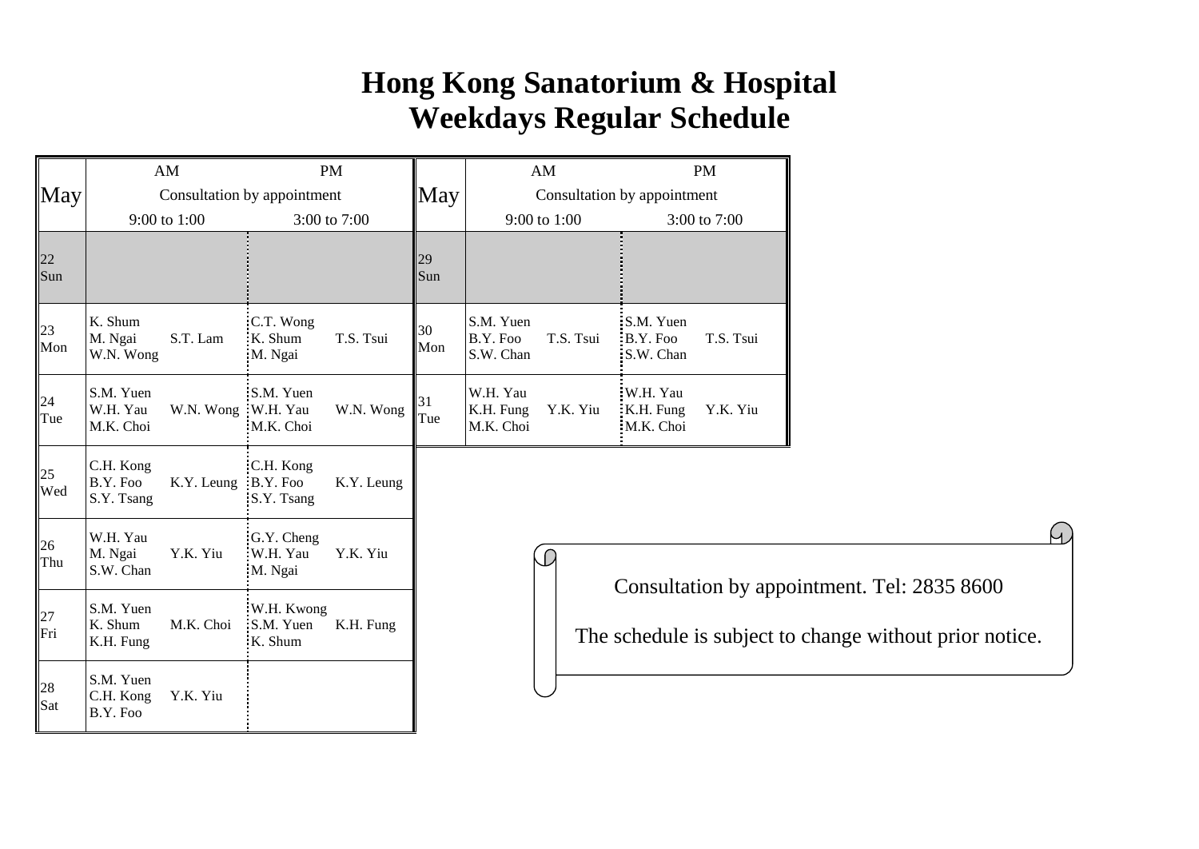# Hong Kong Sanatorium & Hospital
# Weekdays Regular Schedule

| May | AM<br>Consultation by appointment<br>9:00 to 1:00 | | PM<br>Consultation by appointment<br>3:00 to 7:00 | |
|---|---|---|---|---|
| 22 Sun | | | | |
| 23 Mon | K. Shum<br>M. Ngai<br>W.N. Wong | S.T. Lam | C.T. Wong<br>K. Shum<br>M. Ngai | T.S. Tsui |
| 24 Tue | S.M. Yuen<br>W.H. Yau<br>M.K. Choi | W.N. Wong | S.M. Yuen<br>W.H. Yau<br>M.K. Choi | W.N. Wong |
| 25 Wed | C.H. Kong<br>B.Y. Foo<br>S.Y. Tsang | K.Y. Leung | C.H. Kong<br>B.Y. Foo<br>S.Y. Tsang | K.Y. Leung |
| 26 Thu | W.H. Yau<br>M. Ngai<br>S.W. Chan | Y.K. Yiu | G.Y. Cheng<br>W.H. Yau<br>M. Ngai | Y.K. Yiu |
| 27 Fri | S.M. Yuen<br>K. Shum<br>K.H. Fung | M.K. Choi | W.H. Kwong<br>S.M. Yuen<br>K. Shum | K.H. Fung |
| 28 Sat | S.M. Yuen<br>C.H. Kong<br>B.Y. Foo | Y.K. Yiu | | |

| May | AM<br>Consultation by appointment<br>9:00 to 1:00 | | PM<br>Consultation by appointment<br>3:00 to 7:00 | |
|---|---|---|---|---|
| 29 Sun | | | | |
| 30 Mon | S.M. Yuen<br>B.Y. Foo<br>S.W. Chan | T.S. Tsui | S.M. Yuen<br>B.Y. Foo<br>S.W. Chan | T.S. Tsui |
| 31 Tue | W.H. Yau<br>K.H. Fung<br>M.K. Choi | Y.K. Yiu | W.H. Yau<br>K.H. Fung<br>M.K. Choi | Y.K. Yiu |

Consultation by appointment. Tel: 2835 8600

The schedule is subject to change without prior notice.